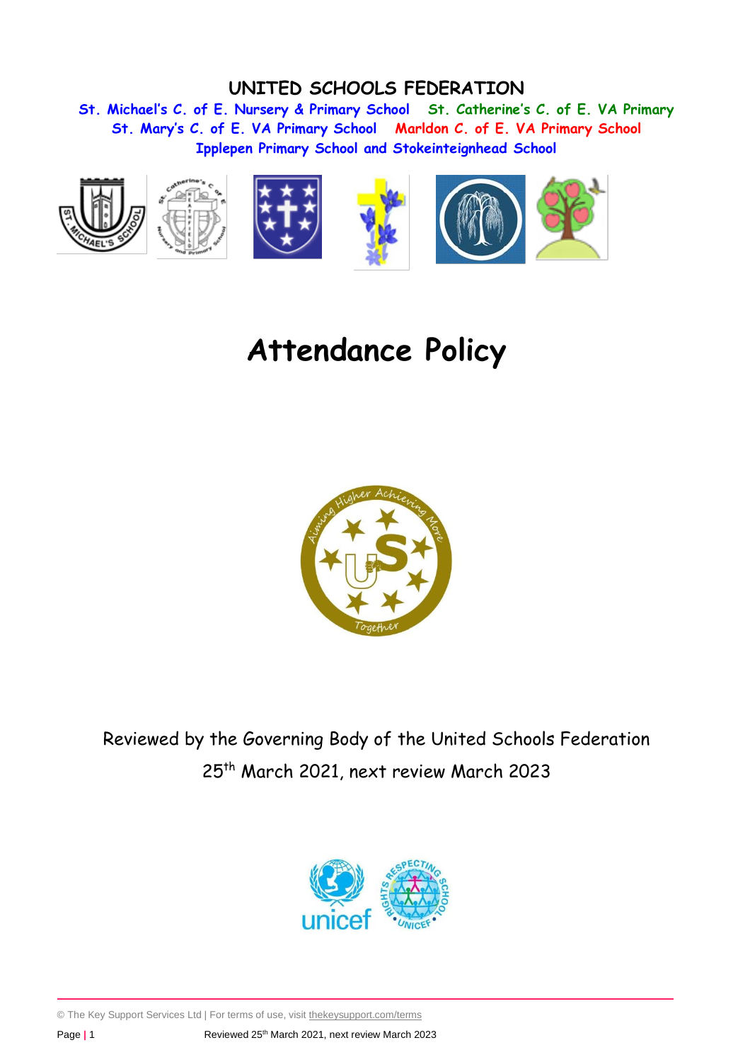# UNITED SCHOOLS FEDERATION

**St. Michael's C. of E. Nursery & Primary School St. Catherine's C. of E. VA Primary St. Mary's C. of E. VA Primary School Marldon C. of E. VA Primary School Ipplepen Primary School and Stokeinteignhead School**

# Attendance Policy

Reviewed by the Governing Body of the United Schools Federation

25th March 2021, next review March 2023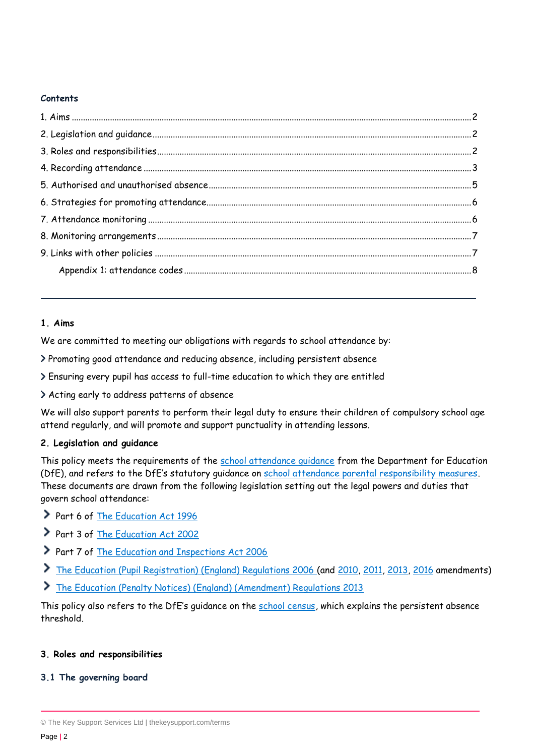**Contents**

1. Aims ..... 2
2. Legislation and guidance ..... 2
3. Roles and responsibilities ..... 2
4. Recording attendance ..... 3
5. Authorised and unauthorised absence ..... 5
6. Strategies for promoting attendance ..... 6
7. Attendance monitoring ..... 6
8. Monitoring arrangements ..... 7
9. Links with other policies ..... 7
   Appendix 1: attendance codes ..... 8

---

## 1. Aims

We are committed to meeting our obligations with regards to school attendance by:

- Promoting good attendance and reducing absence, including persistent absence
- Ensuring every pupil has access to full-time education to which they are entitled
- Acting early to address patterns of absence

We will also support parents to perform their legal duty to ensure their children of compulsory school age attend regularly, and will promote and support punctuality in attending lessons.

## 2. Legislation and guidance

This policy meets the requirements of the school attendance guidance from the Department for Education (DfE), and refers to the DfE's statutory guidance on school attendance parental responsibility measures. These documents are drawn from the following legislation setting out the legal powers and duties that govern school attendance:

- Part 6 of The Education Act 1996
- Part 3 of The Education Act 2002
- Part 7 of The Education and Inspections Act 2006
- The Education (Pupil Registration) (England) Regulations 2006 (and 2010, 2011, 2013, 2016 amendments)
- The Education (Penalty Notices) (England) (Amendment) Regulations 2013

This policy also refers to the DfE's guidance on the school census, which explains the persistent absence threshold.

## 3. Roles and responsibilities

### 3.1 The governing board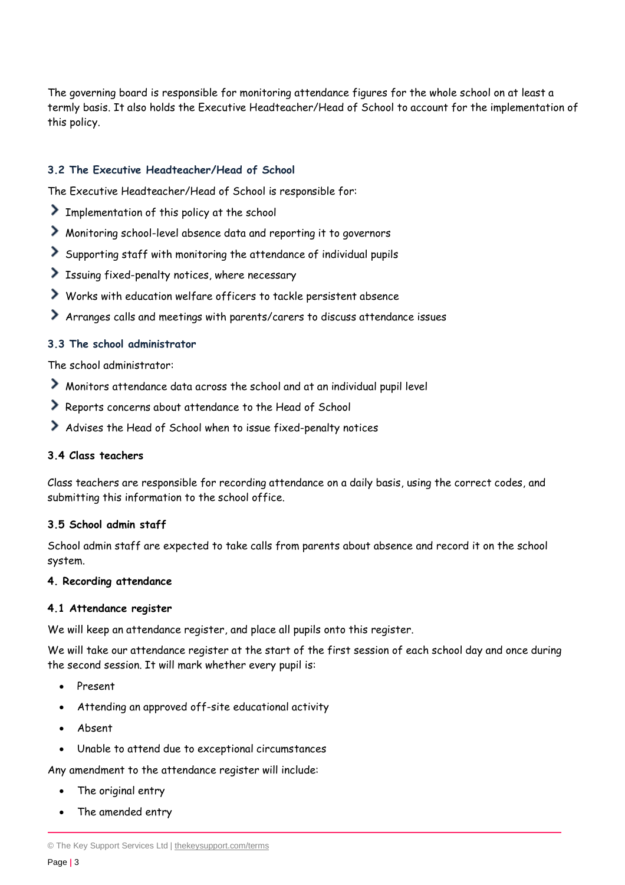The governing board is responsible for monitoring attendance figures for the whole school on at least a termly basis. It also holds the Executive Headteacher/Head of School to account for the implementation of this policy.

### 3.2 The Executive Headteacher/Head of School

The Executive Headteacher/Head of School is responsible for:

- Implementation of this policy at the school
- Monitoring school-level absence data and reporting it to governors
- Supporting staff with monitoring the attendance of individual pupils
- Issuing fixed-penalty notices, where necessary
- Works with education welfare officers to tackle persistent absence
- Arranges calls and meetings with parents/carers to discuss attendance issues

### 3.3 The school administrator

The school administrator:

- Monitors attendance data across the school and at an individual pupil level
- Reports concerns about attendance to the Head of School
- Advises the Head of School when to issue fixed-penalty notices

### 3.4 Class teachers

Class teachers are responsible for recording attendance on a daily basis, using the correct codes, and submitting this information to the school office.

### 3.5 School admin staff

School admin staff are expected to take calls from parents about absence and record it on the school system.

## 4. Recording attendance

### 4.1 Attendance register

We will keep an attendance register, and place all pupils onto this register.

We will take our attendance register at the start of the first session of each school day and once during the second session. It will mark whether every pupil is:

- Present
- Attending an approved off-site educational activity
- Absent
- Unable to attend due to exceptional circumstances

Any amendment to the attendance register will include:

- The original entry
- The amended entry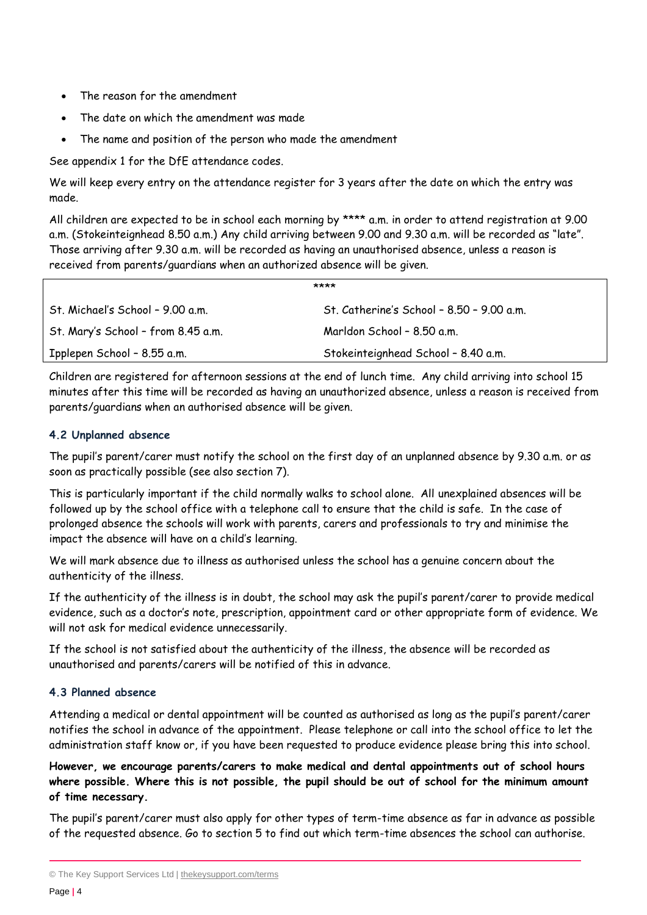- The reason for the amendment
- The date on which the amendment was made
- The name and position of the person who made the amendment

See appendix 1 for the DfE attendance codes.

We will keep every entry on the attendance register for 3 years after the date on which the entry was made.

All children are expected to be in school each morning by **** a.m. in order to attend registration at 9.00 a.m. (Stokeinteignhead 8.50 a.m.) Any child arriving between 9.00 and 9.30 a.m. will be recorded as "late". Those arriving after 9.30 a.m. will be recorded as having an unauthorised absence, unless a reason is received from parents/guardians when an authorized absence will be given.

| **** | |
|---|---|
| St. Michael's School – 9.00 a.m. | St. Catherine's School – 8.50 – 9.00 a.m. |
| St. Mary's School – from 8.45 a.m. | Marldon School – 8.50 a.m. |
| Ipplepen School – 8.55 a.m. | Stokeinteignhead School – 8.40 a.m. |

Children are registered for afternoon sessions at the end of lunch time. Any child arriving into school 15 minutes after this time will be recorded as having an unauthorized absence, unless a reason is received from parents/guardians when an authorised absence will be given.

### 4.2 Unplanned absence

The pupil's parent/carer must notify the school on the first day of an unplanned absence by 9.30 a.m. or as soon as practically possible (see also section 7).

This is particularly important if the child normally walks to school alone. All unexplained absences will be followed up by the school office with a telephone call to ensure that the child is safe. In the case of prolonged absence the schools will work with parents, carers and professionals to try and minimise the impact the absence will have on a child's learning.

We will mark absence due to illness as authorised unless the school has a genuine concern about the authenticity of the illness.

If the authenticity of the illness is in doubt, the school may ask the pupil's parent/carer to provide medical evidence, such as a doctor's note, prescription, appointment card or other appropriate form of evidence. We will not ask for medical evidence unnecessarily.

If the school is not satisfied about the authenticity of the illness, the absence will be recorded as unauthorised and parents/carers will be notified of this in advance.

### 4.3 Planned absence

Attending a medical or dental appointment will be counted as authorised as long as the pupil's parent/carer notifies the school in advance of the appointment. Please telephone or call into the school office to let the administration staff know or, if you have been requested to produce evidence please bring this into school.

**However, we encourage parents/carers to make medical and dental appointments out of school hours where possible. Where this is not possible, the pupil should be out of school for the minimum amount of time necessary.**

The pupil's parent/carer must also apply for other types of term-time absence as far in advance as possible of the requested absence. Go to section 5 to find out which term-time absences the school can authorise.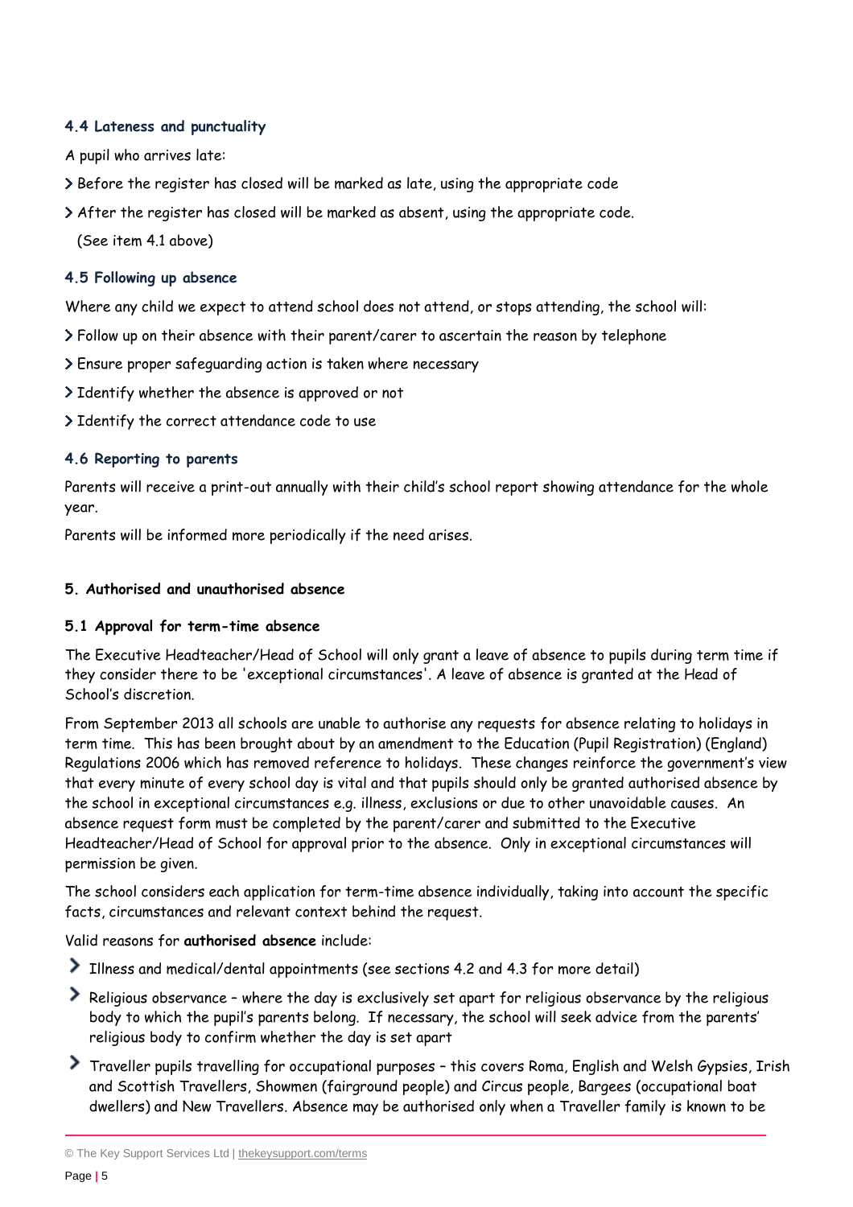### 4.4 Lateness and punctuality

A pupil who arrives late:

- Before the register has closed will be marked as late, using the appropriate code
- After the register has closed will be marked as absent, using the appropriate code.

  (See item 4.1 above)

### 4.5 Following up absence

Where any child we expect to attend school does not attend, or stops attending, the school will:

- Follow up on their absence with their parent/carer to ascertain the reason by telephone
- Ensure proper safeguarding action is taken where necessary
- Identify whether the absence is approved or not
- Identify the correct attendance code to use

### 4.6 Reporting to parents

Parents will receive a print-out annually with their child's school report showing attendance for the whole year.

Parents will be informed more periodically if the need arises.

## 5. Authorised and unauthorised absence

### 5.1 Approval for term-time absence

The Executive Headteacher/Head of School will only grant a leave of absence to pupils during term time if they consider there to be 'exceptional circumstances'. A leave of absence is granted at the Head of School's discretion.

From September 2013 all schools are unable to authorise any requests for absence relating to holidays in term time. This has been brought about by an amendment to the Education (Pupil Registration) (England) Regulations 2006 which has removed reference to holidays. These changes reinforce the government's view that every minute of every school day is vital and that pupils should only be granted authorised absence by the school in exceptional circumstances e.g. illness, exclusions or due to other unavoidable causes. An absence request form must be completed by the parent/carer and submitted to the Executive Headteacher/Head of School for approval prior to the absence. Only in exceptional circumstances will permission be given.

The school considers each application for term-time absence individually, taking into account the specific facts, circumstances and relevant context behind the request.

Valid reasons for **authorised absence** include:

- Illness and medical/dental appointments (see sections 4.2 and 4.3 for more detail)
- Religious observance – where the day is exclusively set apart for religious observance by the religious body to which the pupil's parents belong. If necessary, the school will seek advice from the parents' religious body to confirm whether the day is set apart
- Traveller pupils travelling for occupational purposes – this covers Roma, English and Welsh Gypsies, Irish and Scottish Travellers, Showmen (fairground people) and Circus people, Bargees (occupational boat dwellers) and New Travellers. Absence may be authorised only when a Traveller family is known to be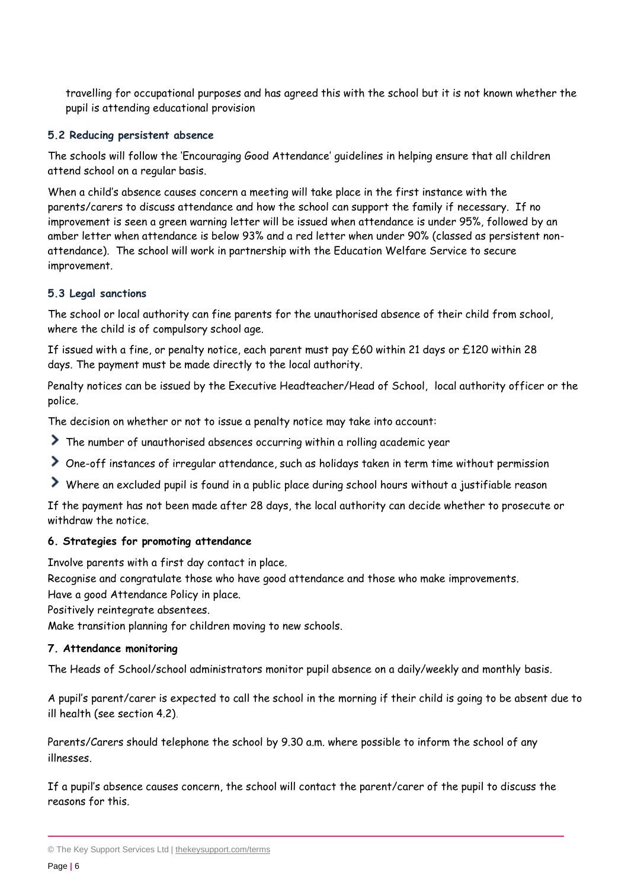travelling for occupational purposes and has agreed this with the school but it is not known whether the pupil is attending educational provision

### 5.2 Reducing persistent absence

The schools will follow the 'Encouraging Good Attendance' guidelines in helping ensure that all children attend school on a regular basis.

When a child's absence causes concern a meeting will take place in the first instance with the parents/carers to discuss attendance and how the school can support the family if necessary. If no improvement is seen a green warning letter will be issued when attendance is under 95%, followed by an amber letter when attendance is below 93% and a red letter when under 90% (classed as persistent non-attendance). The school will work in partnership with the Education Welfare Service to secure improvement.

### 5.3 Legal sanctions

The school or local authority can fine parents for the unauthorised absence of their child from school, where the child is of compulsory school age.

If issued with a fine, or penalty notice, each parent must pay £60 within 21 days or £120 within 28 days. The payment must be made directly to the local authority.

Penalty notices can be issued by the Executive Headteacher/Head of School, local authority officer or the police.

The decision on whether or not to issue a penalty notice may take into account:

- The number of unauthorised absences occurring within a rolling academic year
- One-off instances of irregular attendance, such as holidays taken in term time without permission
- Where an excluded pupil is found in a public place during school hours without a justifiable reason

If the payment has not been made after 28 days, the local authority can decide whether to prosecute or withdraw the notice.

## 6. Strategies for promoting attendance

Involve parents with a first day contact in place.
Recognise and congratulate those who have good attendance and those who make improvements.
Have a good Attendance Policy in place.
Positively reintegrate absentees.
Make transition planning for children moving to new schools.

## 7. Attendance monitoring

The Heads of School/school administrators monitor pupil absence on a daily/weekly and monthly basis.

A pupil's parent/carer is expected to call the school in the morning if their child is going to be absent due to ill health (see section 4.2).

Parents/Carers should telephone the school by 9.30 a.m. where possible to inform the school of any illnesses.

If a pupil's absence causes concern, the school will contact the parent/carer of the pupil to discuss the reasons for this.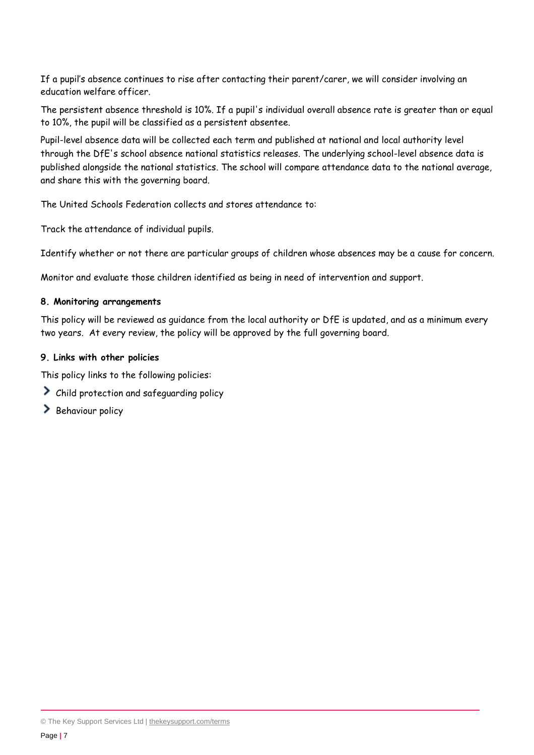If a pupil's absence continues to rise after contacting their parent/carer, we will consider involving an education welfare officer.

The persistent absence threshold is 10%. If a pupil's individual overall absence rate is greater than or equal to 10%, the pupil will be classified as a persistent absentee.

Pupil-level absence data will be collected each term and published at national and local authority level through the DfE's school absence national statistics releases. The underlying school-level absence data is published alongside the national statistics. The school will compare attendance data to the national average, and share this with the governing board.

The United Schools Federation collects and stores attendance to:

Track the attendance of individual pupils.

Identify whether or not there are particular groups of children whose absences may be a cause for concern.

Monitor and evaluate those children identified as being in need of intervention and support.

**8. Monitoring arrangements**

This policy will be reviewed as guidance from the local authority or DfE is updated, and as a minimum every two years. At every review, the policy will be approved by the full governing board.

**9. Links with other policies**

This policy links to the following policies:

- Child protection and safeguarding policy
- Behaviour policy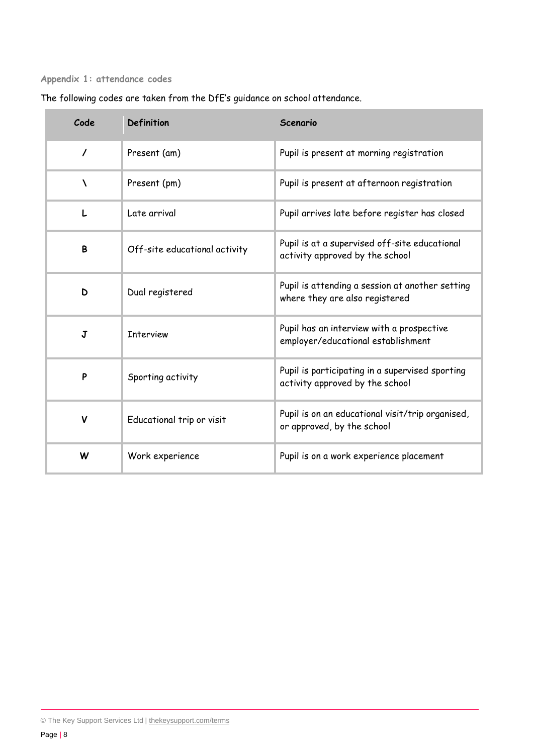### Appendix 1: attendance codes

The following codes are taken from the DfE's guidance on school attendance.

| Code | Definition | Scenario |
|---|---|---|
| / | Present (am) | Pupil is present at morning registration |
| \ | Present (pm) | Pupil is present at afternoon registration |
| L | Late arrival | Pupil arrives late before register has closed |
| B | Off-site educational activity | Pupil is at a supervised off-site educational activity approved by the school |
| D | Dual registered | Pupil is attending a session at another setting where they are also registered |
| J | Interview | Pupil has an interview with a prospective employer/educational establishment |
| P | Sporting activity | Pupil is participating in a supervised sporting activity approved by the school |
| V | Educational trip or visit | Pupil is on an educational visit/trip organised, or approved, by the school |
| W | Work experience | Pupil is on a work experience placement |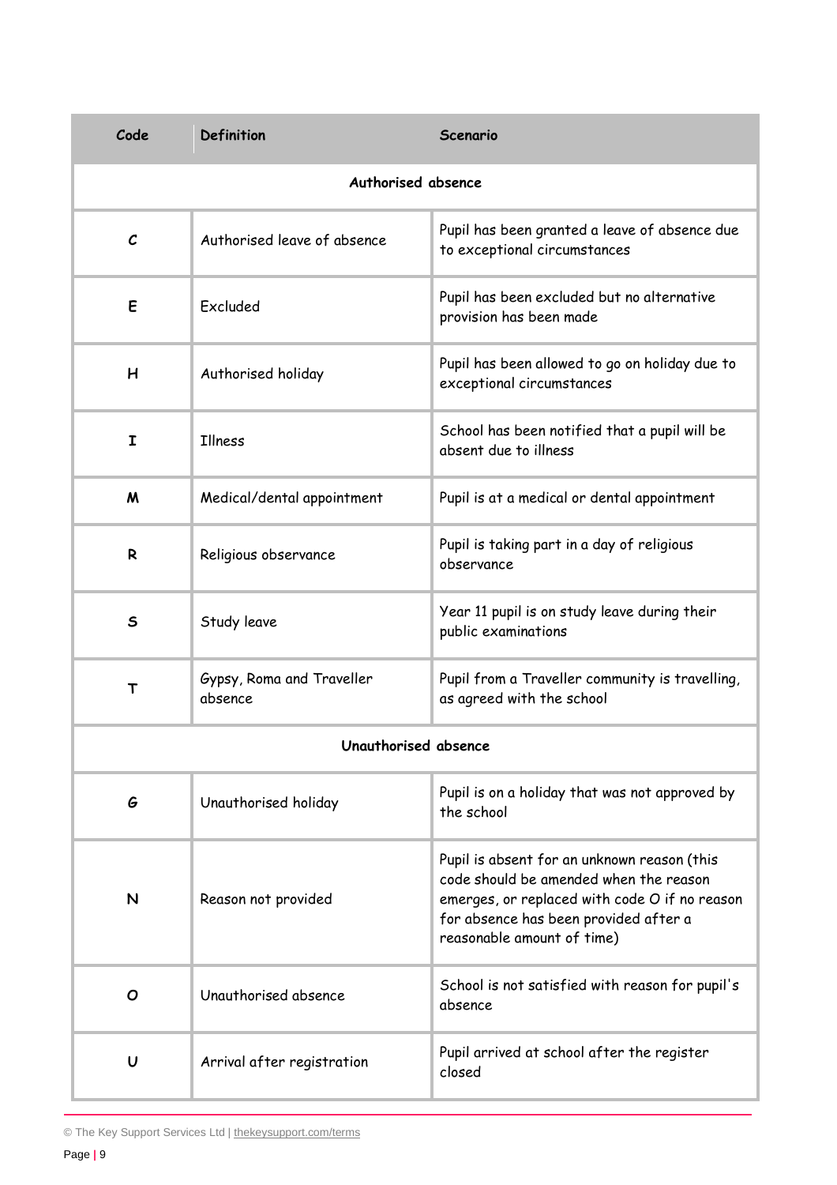| Code | Definition | Scenario |
|---|---|---|
| **Authorised absence** | | |
| **C** | Authorised leave of absence | Pupil has been granted a leave of absence due to exceptional circumstances |
| **E** | Excluded | Pupil has been excluded but no alternative provision has been made |
| **H** | Authorised holiday | Pupil has been allowed to go on holiday due to exceptional circumstances |
| **I** | Illness | School has been notified that a pupil will be absent due to illness |
| **M** | Medical/dental appointment | Pupil is at a medical or dental appointment |
| **R** | Religious observance | Pupil is taking part in a day of religious observance |
| **S** | Study leave | Year 11 pupil is on study leave during their public examinations |
| **T** | Gypsy, Roma and Traveller absence | Pupil from a Traveller community is travelling, as agreed with the school |
| **Unauthorised absence** | | |
| **G** | Unauthorised holiday | Pupil is on a holiday that was not approved by the school |
| **N** | Reason not provided | Pupil is absent for an unknown reason (this code should be amended when the reason emerges, or replaced with code O if no reason for absence has been provided after a reasonable amount of time) |
| **O** | Unauthorised absence | School is not satisfied with reason for pupil's absence |
| **U** | Arrival after registration | Pupil arrived at school after the register closed |

© The Key Support Services Ltd | thekeysupport.com/terms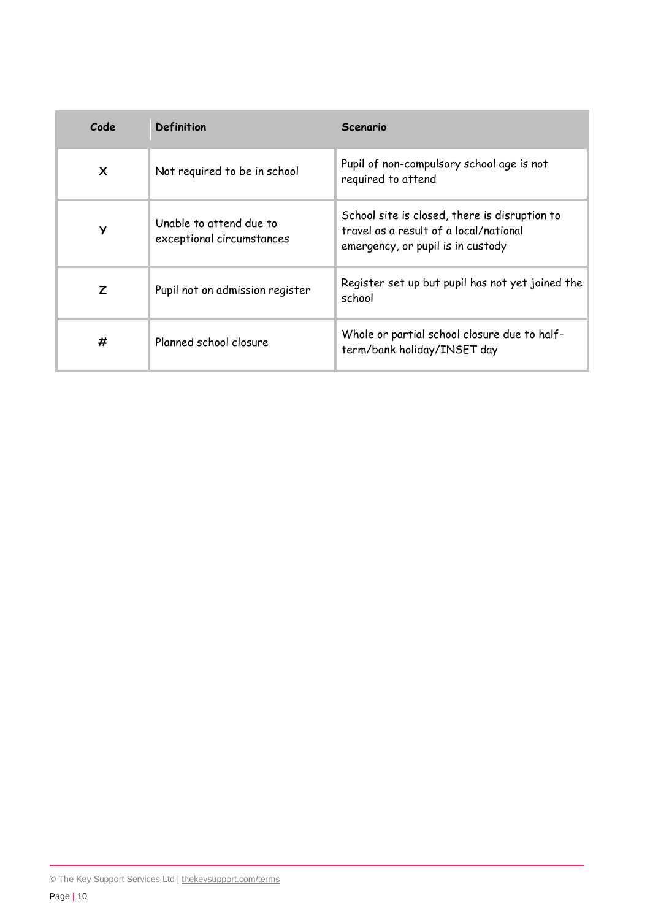| Code | Definition | Scenario |
|---|---|---|
| X | Not required to be in school | Pupil of non-compulsory school age is not required to attend |
| Y | Unable to attend due to exceptional circumstances | School site is closed, there is disruption to travel as a result of a local/national emergency, or pupil is in custody |
| Z | Pupil not on admission register | Register set up but pupil has not yet joined the school |
| # | Planned school closure | Whole or partial school closure due to half-term/bank holiday/INSET day |